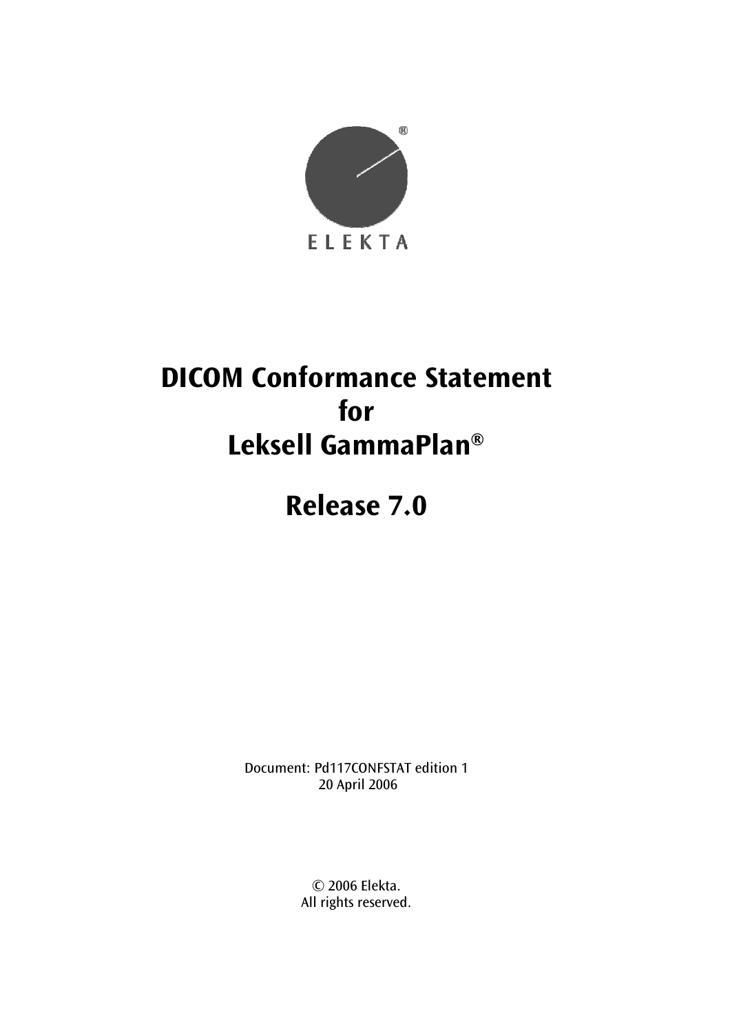ELEKTA

# DICOM Conformance Statement for Leksell GammaPlan®

# Release 7.0

Document: Pd117CONFSTAT edition 1
20 April 2006

© 2006 Elekta.
All rights reserved.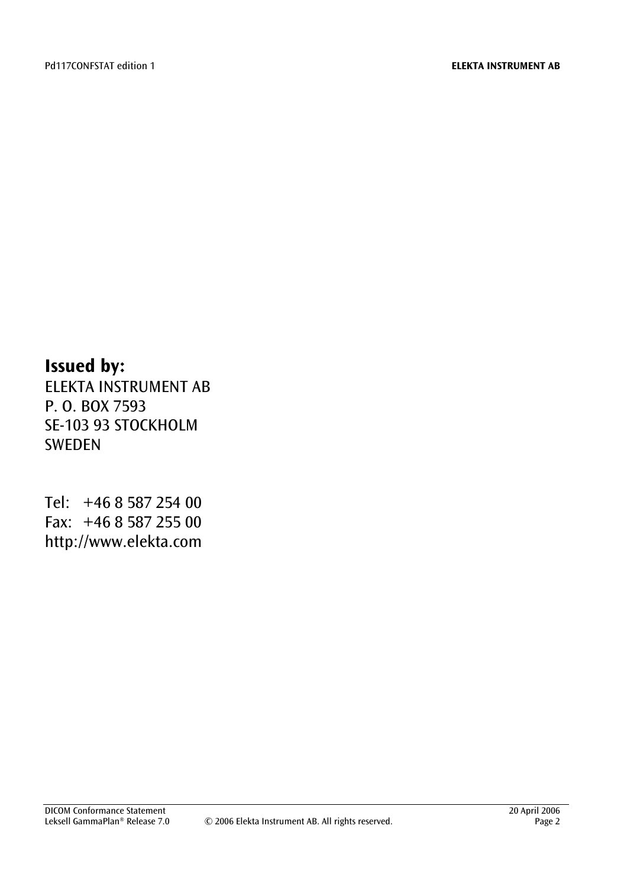**Issued by:**

ELEKTA INSTRUMENT AB
P. O. BOX 7593
SE-103 93 STOCKHOLM
SWEDEN

Tel: +46 8 587 254 00
Fax: +46 8 587 255 00
http://www.elekta.com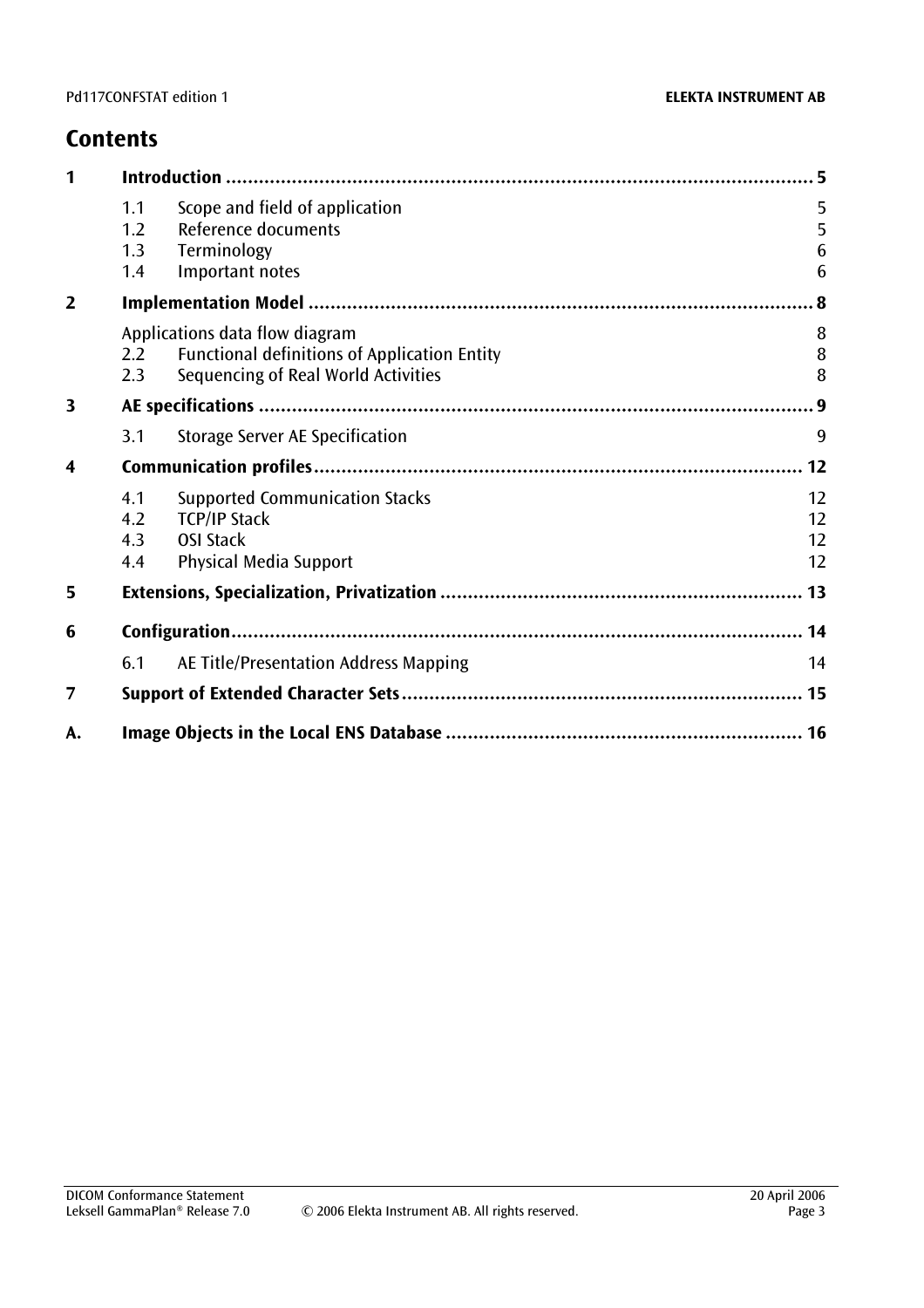# Contents

| | | | |
|---|---|---|---|
| **1** | **Introduction** | | **5** |
| | 1.1 | Scope and field of application | 5 |
| | 1.2 | Reference documents | 5 |
| | 1.3 | Terminology | 6 |
| | 1.4 | Important notes | 6 |
| **2** | **Implementation Model** | | **8** |
| | Applications data flow diagram | | 8 |
| | 2.2 | Functional definitions of Application Entity | 8 |
| | 2.3 | Sequencing of Real World Activities | 8 |
| **3** | **AE specifications** | | **9** |
| | 3.1 | Storage Server AE Specification | 9 |
| **4** | **Communication profiles** | | **12** |
| | 4.1 | Supported Communication Stacks | 12 |
| | 4.2 | TCP/IP Stack | 12 |
| | 4.3 | OSI Stack | 12 |
| | 4.4 | Physical Media Support | 12 |
| **5** | **Extensions, Specialization, Privatization** | | **13** |
| **6** | **Configuration** | | **14** |
| | 6.1 | AE Title/Presentation Address Mapping | 14 |
| **7** | **Support of Extended Character Sets** | | **15** |
| **A.** | **Image Objects in the Local ENS Database** | | **16** |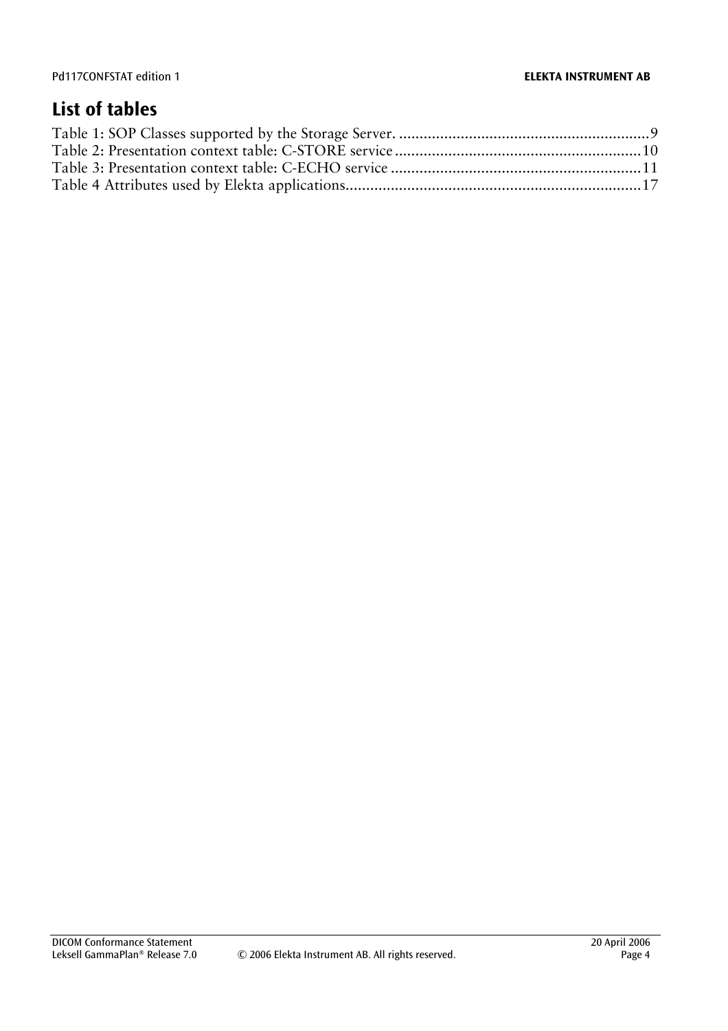# List of tables

Table 1: SOP Classes supported by the Storage Server. ............................................................9
Table 2: Presentation context table: C-STORE service ...........................................................10
Table 3: Presentation context table: C-ECHO service ............................................................11
Table 4 Attributes used by Elekta applications......................................................................17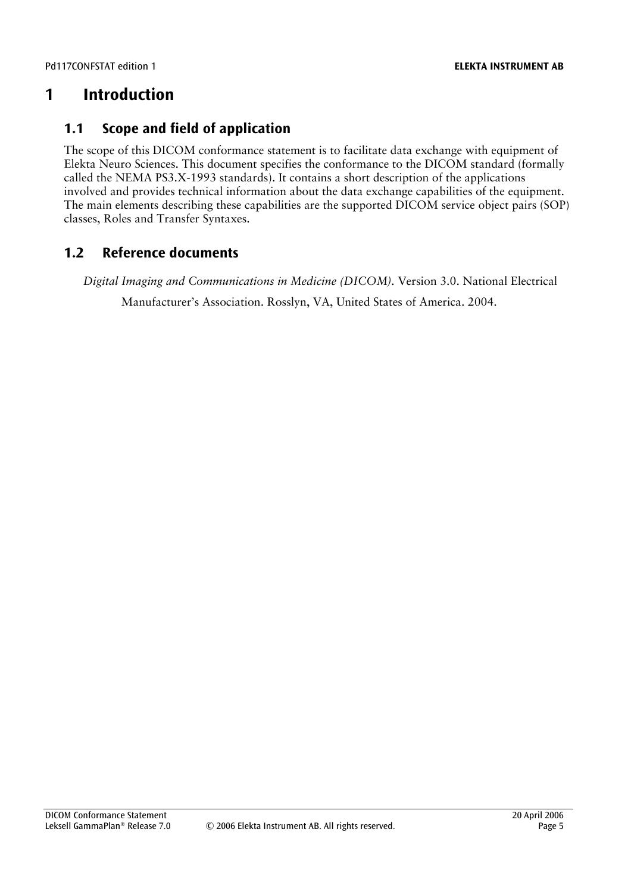# 1 Introduction

## 1.1 Scope and field of application

The scope of this DICOM conformance statement is to facilitate data exchange with equipment of Elekta Neuro Sciences. This document specifies the conformance to the DICOM standard (formally called the NEMA PS3.X-1993 standards). It contains a short description of the applications involved and provides technical information about the data exchange capabilities of the equipment. The main elements describing these capabilities are the supported DICOM service object pairs (SOP) classes, Roles and Transfer Syntaxes.

## 1.2 Reference documents

*Digital Imaging and Communications in Medicine (DICOM)*. Version 3.0. National Electrical Manufacturer's Association. Rosslyn, VA, United States of America. 2004.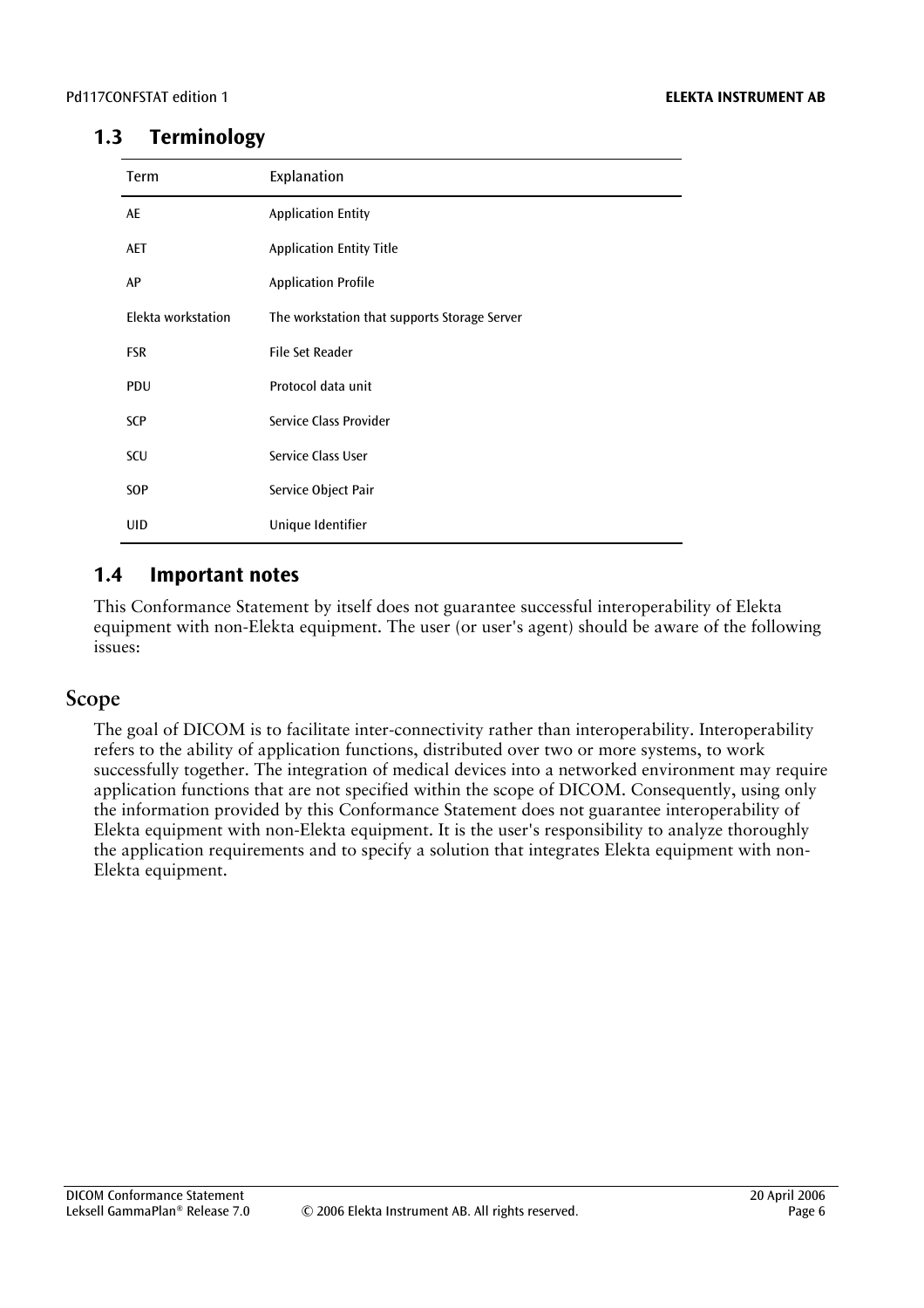## 1.3 Terminology

| Term | Explanation |
|---|---|
| AE | Application Entity |
| AET | Application Entity Title |
| AP | Application Profile |
| Elekta workstation | The workstation that supports Storage Server |
| FSR | File Set Reader |
| PDU | Protocol data unit |
| SCP | Service Class Provider |
| SCU | Service Class User |
| SOP | Service Object Pair |
| UID | Unique Identifier |

## 1.4 Important notes

This Conformance Statement by itself does not guarantee successful interoperability of Elekta equipment with non-Elekta equipment. The user (or user's agent) should be aware of the following issues:

### Scope

The goal of DICOM is to facilitate inter-connectivity rather than interoperability. Interoperability refers to the ability of application functions, distributed over two or more systems, to work successfully together. The integration of medical devices into a networked environment may require application functions that are not specified within the scope of DICOM. Consequently, using only the information provided by this Conformance Statement does not guarantee interoperability of Elekta equipment with non-Elekta equipment. It is the user's responsibility to analyze thoroughly the application requirements and to specify a solution that integrates Elekta equipment with non-Elekta equipment.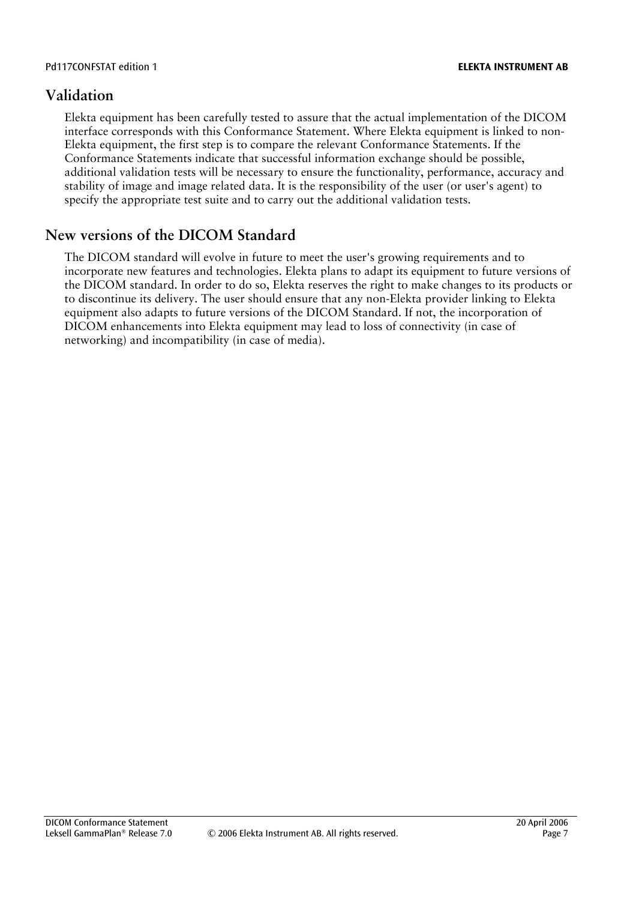## Validation

Elekta equipment has been carefully tested to assure that the actual implementation of the DICOM interface corresponds with this Conformance Statement. Where Elekta equipment is linked to non-Elekta equipment, the first step is to compare the relevant Conformance Statements. If the Conformance Statements indicate that successful information exchange should be possible, additional validation tests will be necessary to ensure the functionality, performance, accuracy and stability of image and image related data. It is the responsibility of the user (or user's agent) to specify the appropriate test suite and to carry out the additional validation tests.

## New versions of the DICOM Standard

The DICOM standard will evolve in future to meet the user's growing requirements and to incorporate new features and technologies. Elekta plans to adapt its equipment to future versions of the DICOM standard. In order to do so, Elekta reserves the right to make changes to its products or to discontinue its delivery. The user should ensure that any non-Elekta provider linking to Elekta equipment also adapts to future versions of the DICOM Standard. If not, the incorporation of DICOM enhancements into Elekta equipment may lead to loss of connectivity (in case of networking) and incompatibility (in case of media).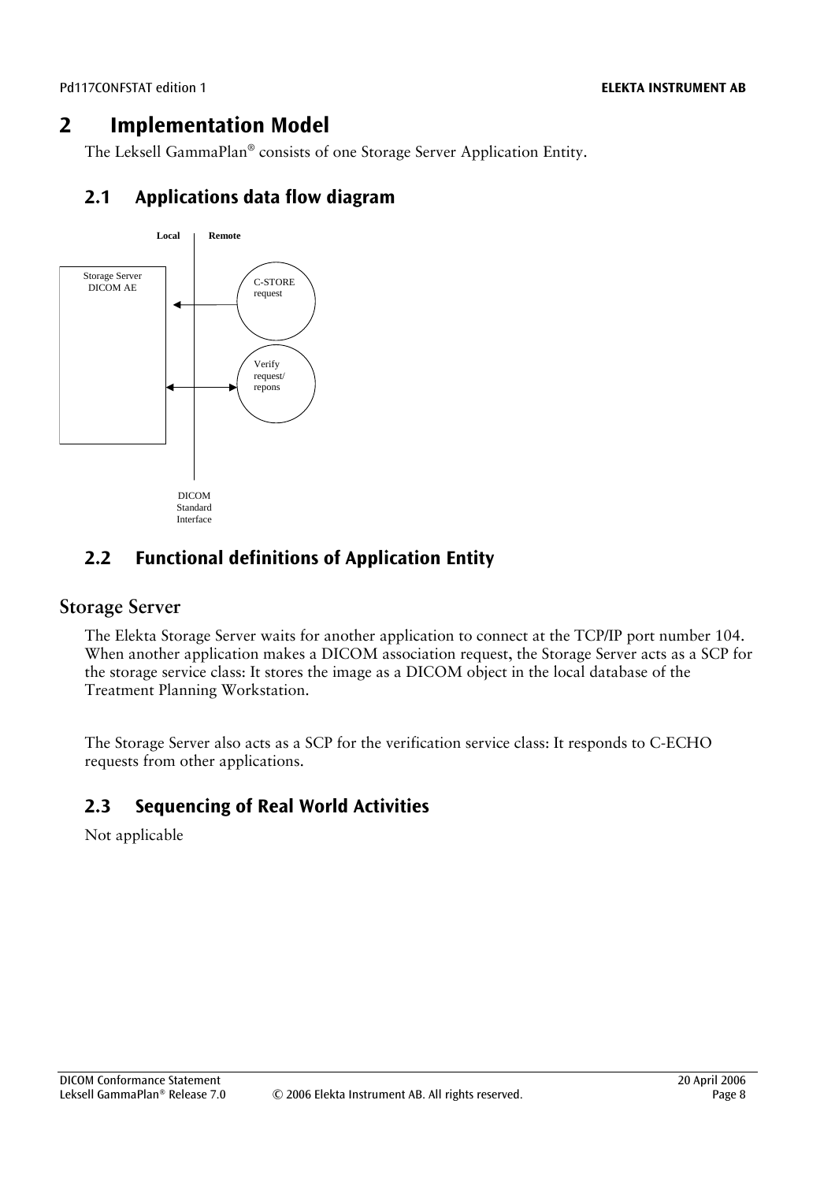# 2 Implementation Model

The Leksell GammaPlan® consists of one Storage Server Application Entity.

## 2.1 Applications data flow diagram

Local | Remote

Storage Server DICOM AE

C-STORE request

Verify request/ repons

DICOM Standard Interface

## 2.2 Functional definitions of Application Entity

### Storage Server

The Elekta Storage Server waits for another application to connect at the TCP/IP port number 104. When another application makes a DICOM association request, the Storage Server acts as a SCP for the storage service class: It stores the image as a DICOM object in the local database of the Treatment Planning Workstation.

The Storage Server also acts as a SCP for the verification service class: It responds to C-ECHO requests from other applications.

## 2.3 Sequencing of Real World Activities

Not applicable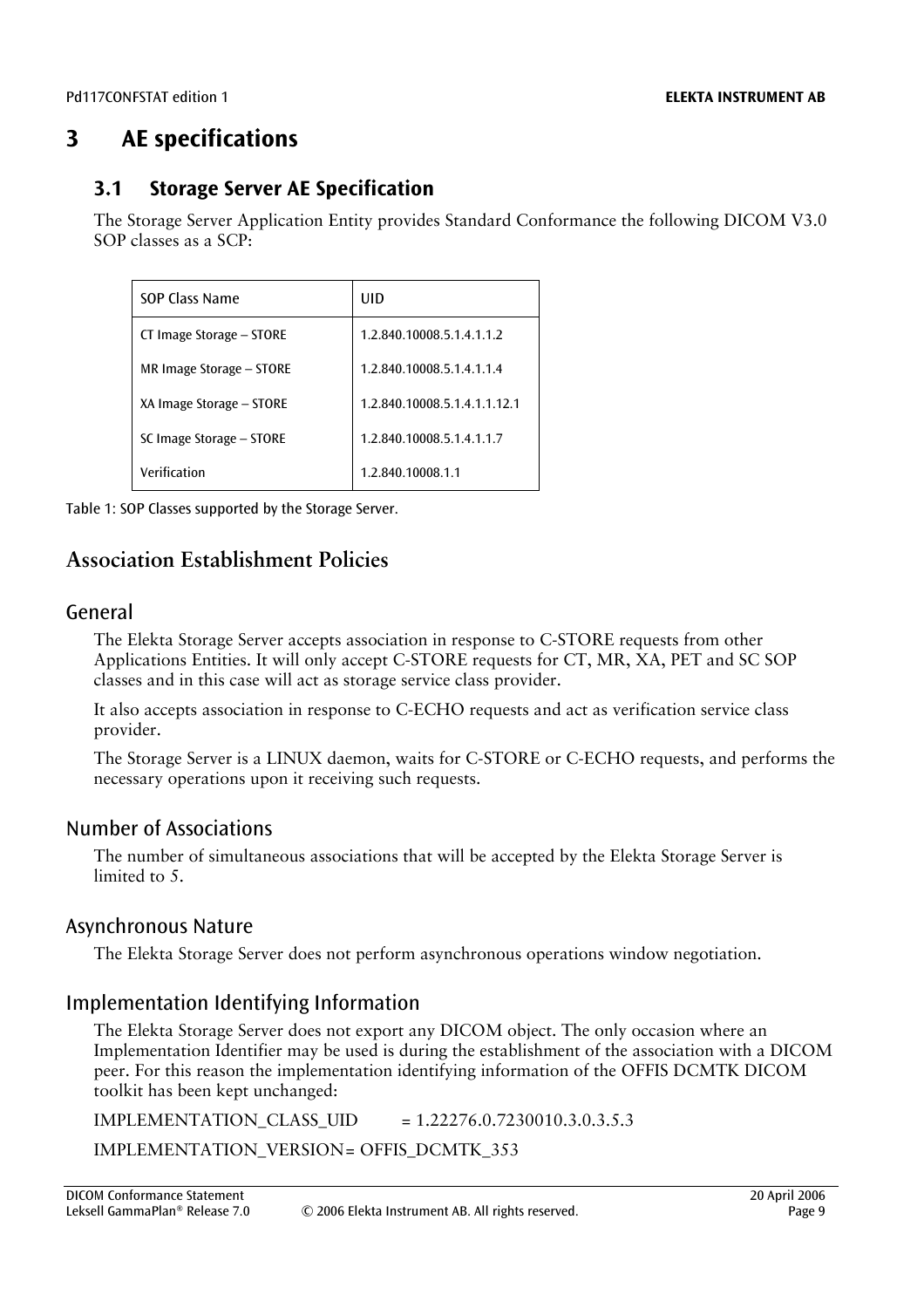# 3 AE specifications

## 3.1 Storage Server AE Specification

The Storage Server Application Entity provides Standard Conformance the following DICOM V3.0 SOP classes as a SCP:

| SOP Class Name | UID |
|---|---|
| CT Image Storage – STORE | 1.2.840.10008.5.1.4.1.1.2 |
| MR Image Storage – STORE | 1.2.840.10008.5.1.4.1.1.4 |
| XA Image Storage – STORE | 1.2.840.10008.5.1.4.1.1.12.1 |
| SC Image Storage – STORE | 1.2.840.10008.5.1.4.1.1.7 |
| Verification | 1.2.840.10008.1.1 |

Table 1: SOP Classes supported by the Storage Server.

## Association Establishment Policies

### General

The Elekta Storage Server accepts association in response to C-STORE requests from other Applications Entities. It will only accept C-STORE requests for CT, MR, XA, PET and SC SOP classes and in this case will act as storage service class provider.

It also accepts association in response to C-ECHO requests and act as verification service class provider.

The Storage Server is a LINUX daemon, waits for C-STORE or C-ECHO requests, and performs the necessary operations upon it receiving such requests.

### Number of Associations

The number of simultaneous associations that will be accepted by the Elekta Storage Server is limited to 5.

### Asynchronous Nature

The Elekta Storage Server does not perform asynchronous operations window negotiation.

### Implementation Identifying Information

The Elekta Storage Server does not export any DICOM object. The only occasion where an Implementation Identifier may be used is during the establishment of the association with a DICOM peer. For this reason the implementation identifying information of the OFFIS DCMTK DICOM toolkit has been kept unchanged:

IMPLEMENTATION_CLASS_UID = 1.22276.0.7230010.3.0.3.5.3

IMPLEMENTATION_VERSION= OFFIS_DCMTK_353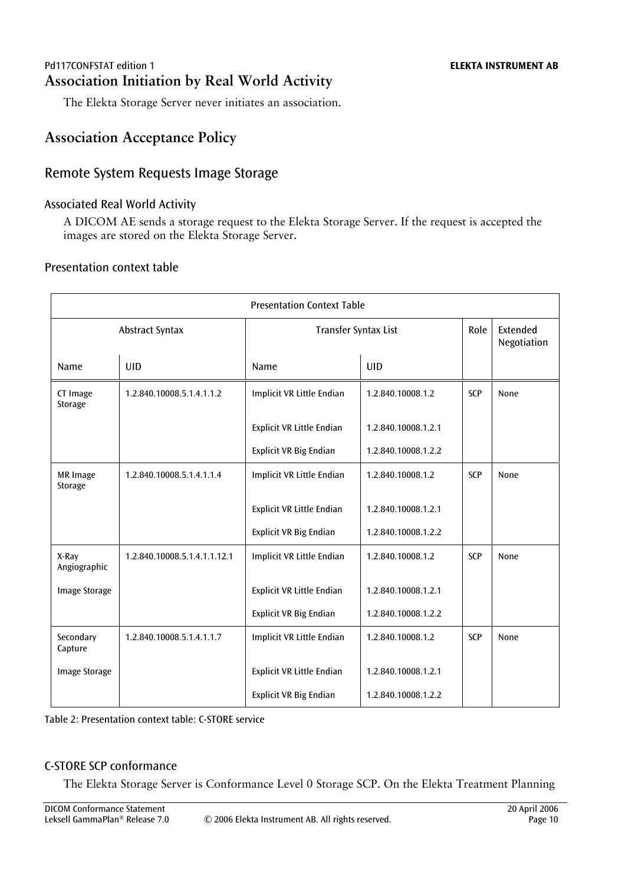## Association Initiation by Real World Activity

The Elekta Storage Server never initiates an association.

## Association Acceptance Policy

### Remote System Requests Image Storage

#### Associated Real World Activity

A DICOM AE sends a storage request to the Elekta Storage Server. If the request is accepted the images are stored on the Elekta Storage Server.

#### Presentation context table

| Presentation Context Table | | | | | |
|---|---|---|---|---|---|
| Abstract Syntax | | Transfer Syntax List | | Role | Extended Negotiation |
| Name | UID | Name | UID | | |
| CT Image Storage | 1.2.840.10008.5.1.4.1.1.2 | Implicit VR Little Endian | 1.2.840.10008.1.2 | SCP | None |
| | | Explicit VR Little Endian | 1.2.840.10008.1.2.1 | | |
| | | Explicit VR Big Endian | 1.2.840.10008.1.2.2 | | |
| MR Image Storage | 1.2.840.10008.5.1.4.1.1.4 | Implicit VR Little Endian | 1.2.840.10008.1.2 | SCP | None |
| | | Explicit VR Little Endian | 1.2.840.10008.1.2.1 | | |
| | | Explicit VR Big Endian | 1.2.840.10008.1.2.2 | | |
| X-Ray Angiographic Image Storage | 1.2.840.10008.5.1.4.1.1.12.1 | Implicit VR Little Endian | 1.2.840.10008.1.2 | SCP | None |
| | | Explicit VR Little Endian | 1.2.840.10008.1.2.1 | | |
| | | Explicit VR Big Endian | 1.2.840.10008.1.2.2 | | |
| Secondary Capture Image Storage | 1.2.840.10008.5.1.4.1.1.7 | Implicit VR Little Endian | 1.2.840.10008.1.2 | SCP | None |
| | | Explicit VR Little Endian | 1.2.840.10008.1.2.1 | | |
| | | Explicit VR Big Endian | 1.2.840.10008.1.2.2 | | |

Table 2: Presentation context table: C-STORE service

#### C-STORE SCP conformance

The Elekta Storage Server is Conformance Level 0 Storage SCP. On the Elekta Treatment Planning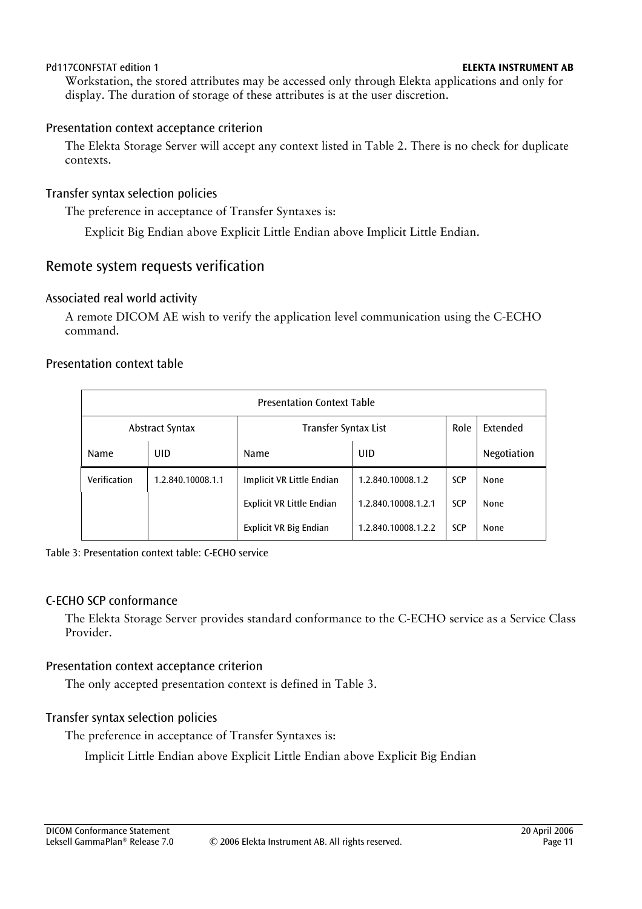Workstation, the stored attributes may be accessed only through Elekta applications and only for display. The duration of storage of these attributes is at the user discretion.

### Presentation context acceptance criterion

The Elekta Storage Server will accept any context listed in Table 2. There is no check for duplicate contexts.

### Transfer syntax selection policies

The preference in acceptance of Transfer Syntaxes is:

Explicit Big Endian above Explicit Little Endian above Implicit Little Endian.

## Remote system requests verification

### Associated real world activity

A remote DICOM AE wish to verify the application level communication using the C-ECHO command.

### Presentation context table

| Presentation Context Table | | | | | |
|---|---|---|---|---|---|
| Abstract Syntax | | Transfer Syntax List | | Role | Extended |
| Name | UID | Name | UID | | Negotiation |
| Verification | 1.2.840.10008.1.1 | Implicit VR Little Endian | 1.2.840.10008.1.2 | SCP | None |
| | | Explicit VR Little Endian | 1.2.840.10008.1.2.1 | SCP | None |
| | | Explicit VR Big Endian | 1.2.840.10008.1.2.2 | SCP | None |

Table 3: Presentation context table: C-ECHO service

### C-ECHO SCP conformance

The Elekta Storage Server provides standard conformance to the C-ECHO service as a Service Class Provider.

### Presentation context acceptance criterion

The only accepted presentation context is defined in Table 3.

### Transfer syntax selection policies

The preference in acceptance of Transfer Syntaxes is:

Implicit Little Endian above Explicit Little Endian above Explicit Big Endian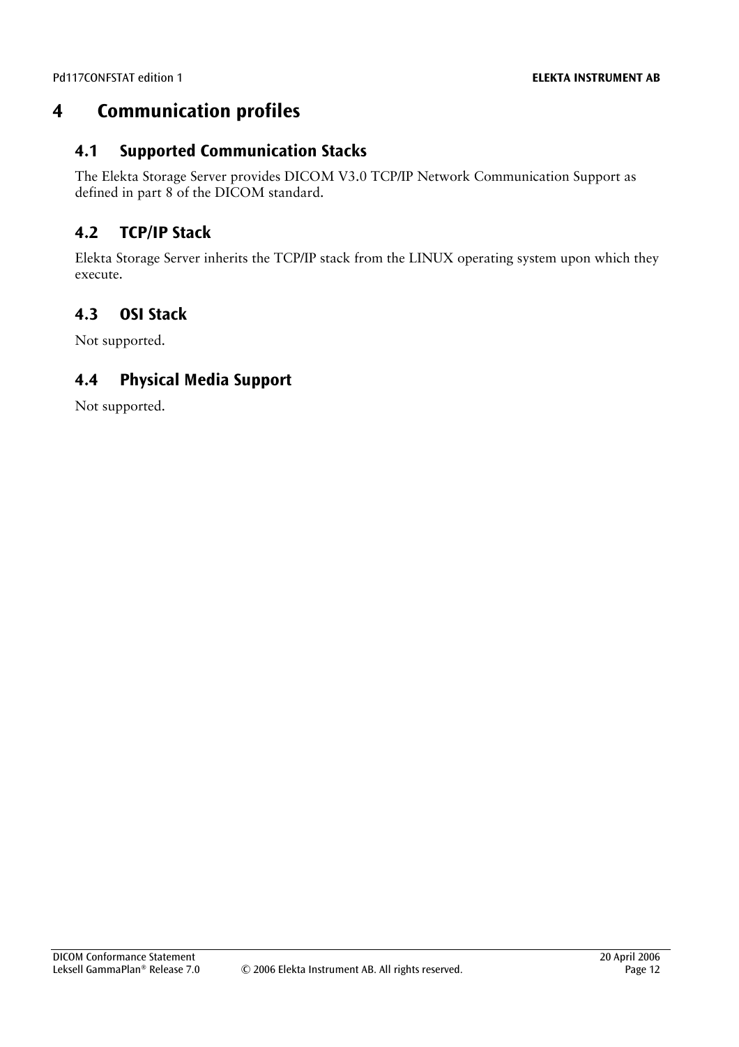# 4 Communication profiles

## 4.1 Supported Communication Stacks

The Elekta Storage Server provides DICOM V3.0 TCP/IP Network Communication Support as defined in part 8 of the DICOM standard.

## 4.2 TCP/IP Stack

Elekta Storage Server inherits the TCP/IP stack from the LINUX operating system upon which they execute.

## 4.3 OSI Stack

Not supported.

## 4.4 Physical Media Support

Not supported.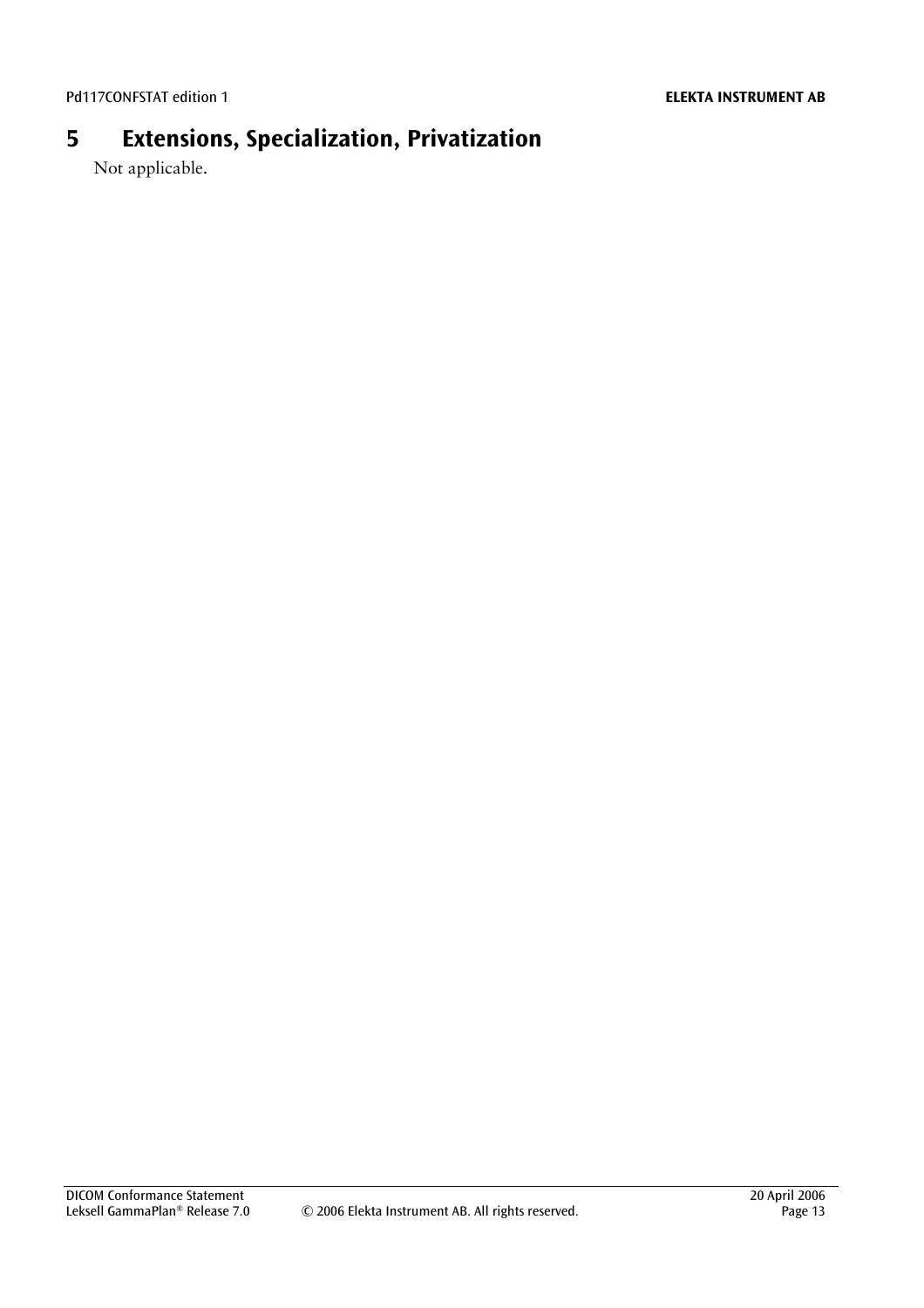# 5 Extensions, Specialization, Privatization

Not applicable.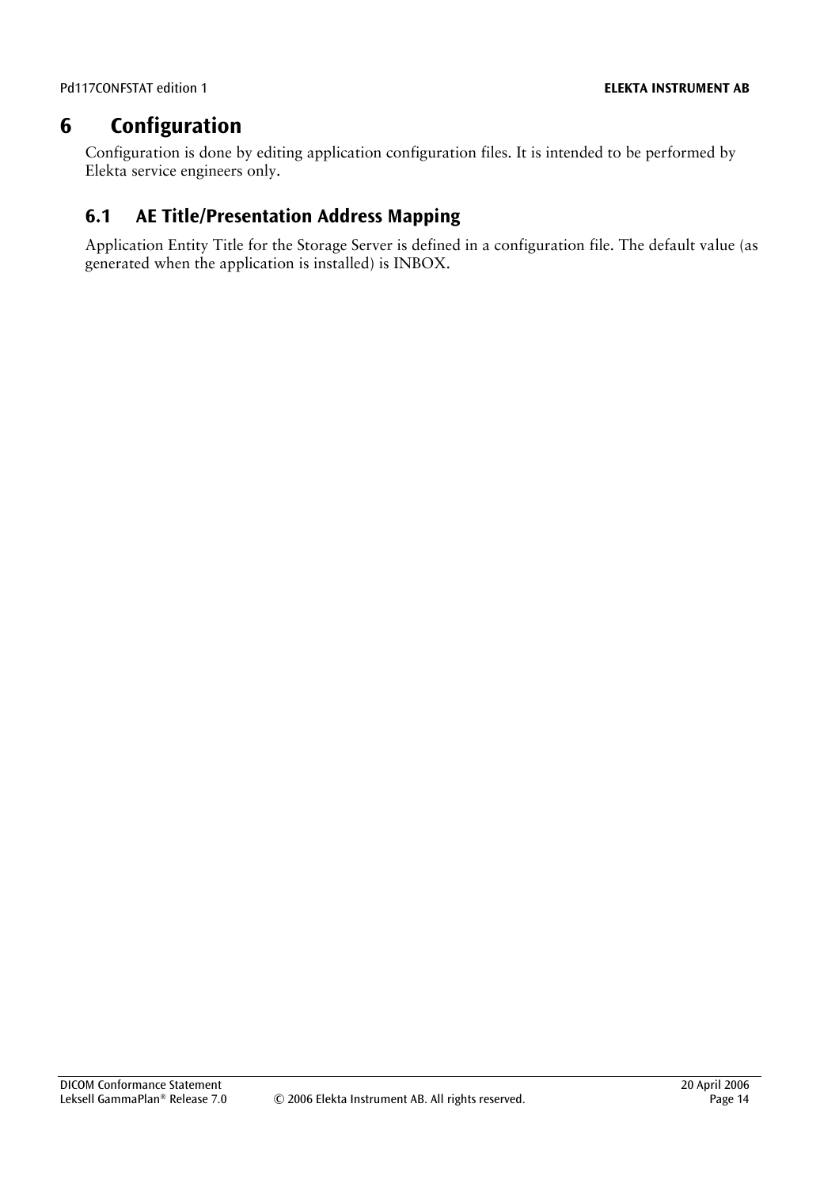# 6 Configuration

Configuration is done by editing application configuration files. It is intended to be performed by Elekta service engineers only.

## 6.1 AE Title/Presentation Address Mapping

Application Entity Title for the Storage Server is defined in a configuration file. The default value (as generated when the application is installed) is INBOX.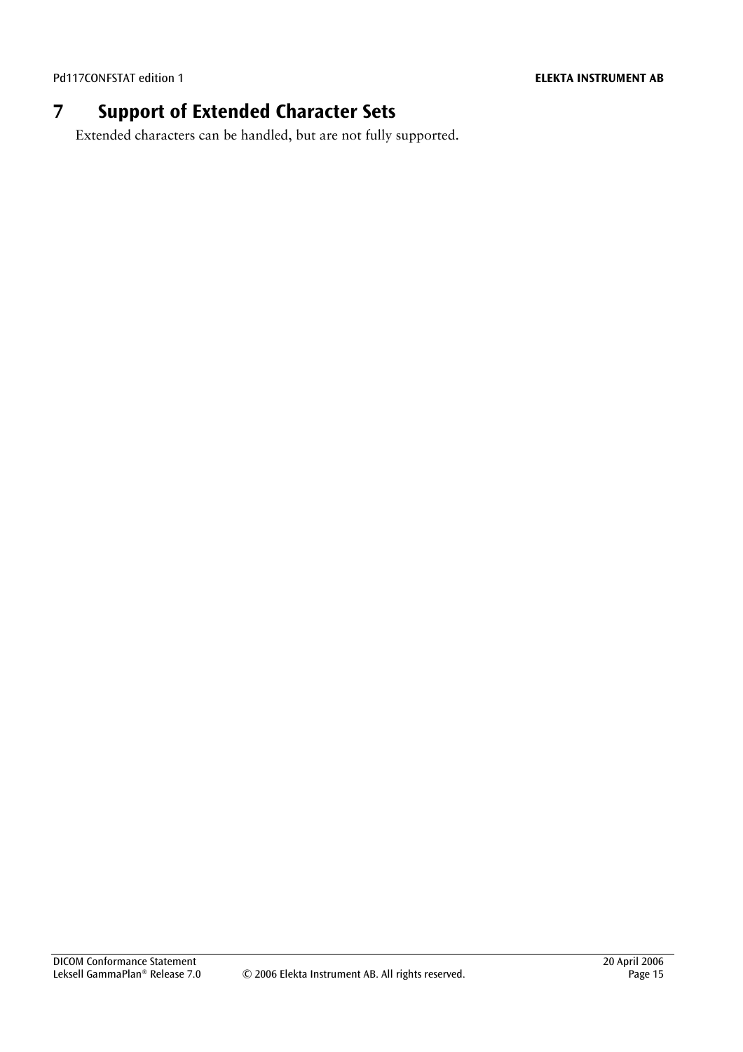# 7 Support of Extended Character Sets

Extended characters can be handled, but are not fully supported.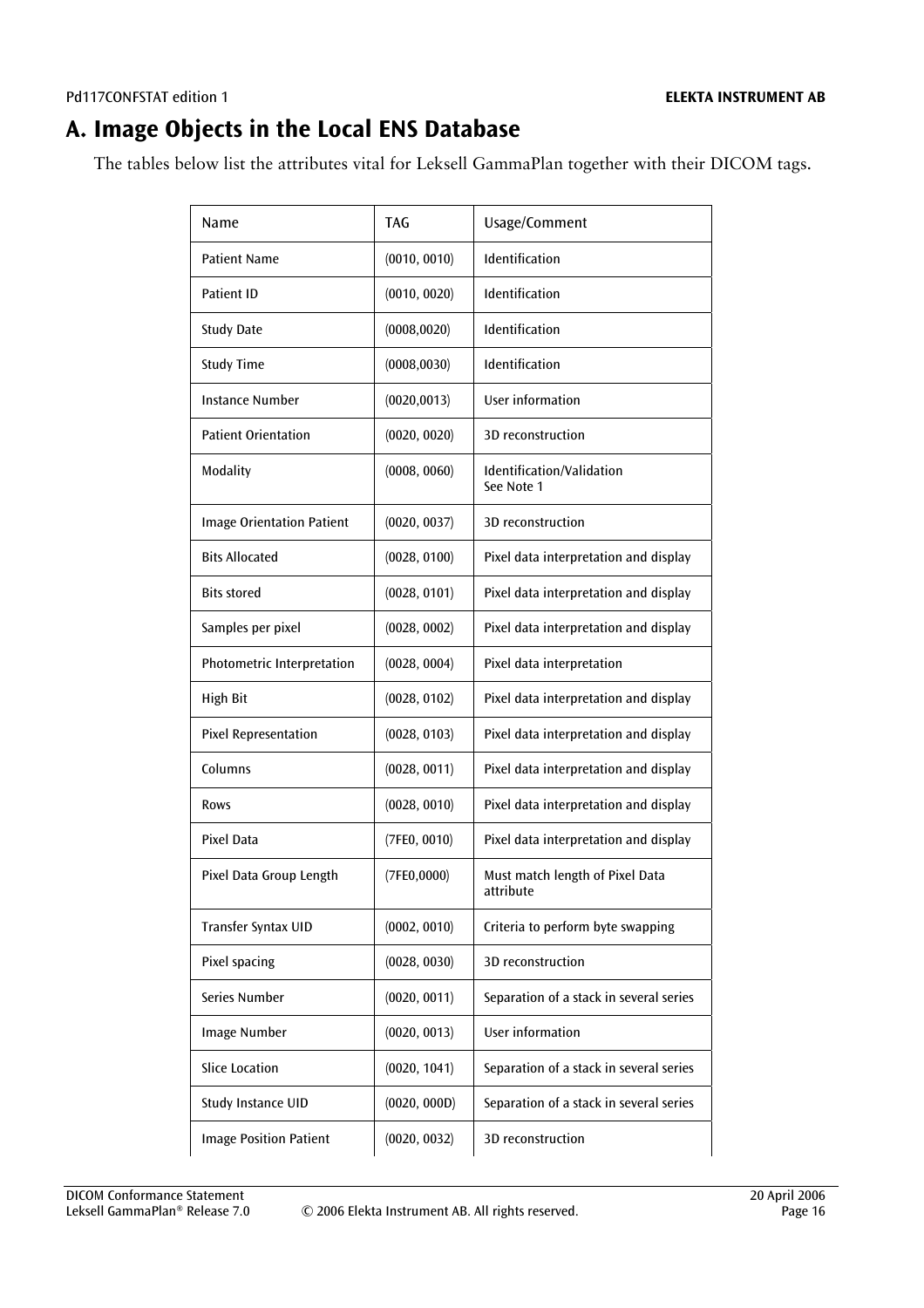# A. Image Objects in the Local ENS Database

The tables below list the attributes vital for Leksell GammaPlan together with their DICOM tags.

| Name | TAG | Usage/Comment |
|---|---|---|
| Patient Name | (0010, 0010) | Identification |
| Patient ID | (0010, 0020) | Identification |
| Study Date | (0008,0020) | Identification |
| Study Time | (0008,0030) | Identification |
| Instance Number | (0020,0013) | User information |
| Patient Orientation | (0020, 0020) | 3D reconstruction |
| Modality | (0008, 0060) | Identification/Validation<br>See Note 1 |
| Image Orientation Patient | (0020, 0037) | 3D reconstruction |
| Bits Allocated | (0028, 0100) | Pixel data interpretation and display |
| Bits stored | (0028, 0101) | Pixel data interpretation and display |
| Samples per pixel | (0028, 0002) | Pixel data interpretation and display |
| Photometric Interpretation | (0028, 0004) | Pixel data interpretation |
| High Bit | (0028, 0102) | Pixel data interpretation and display |
| Pixel Representation | (0028, 0103) | Pixel data interpretation and display |
| Columns | (0028, 0011) | Pixel data interpretation and display |
| Rows | (0028, 0010) | Pixel data interpretation and display |
| Pixel Data | (7FE0, 0010) | Pixel data interpretation and display |
| Pixel Data Group Length | (7FE0,0000) | Must match length of Pixel Data attribute |
| Transfer Syntax UID | (0002, 0010) | Criteria to perform byte swapping |
| Pixel spacing | (0028, 0030) | 3D reconstruction |
| Series Number | (0020, 0011) | Separation of a stack in several series |
| Image Number | (0020, 0013) | User information |
| Slice Location | (0020, 1041) | Separation of a stack in several series |
| Study Instance UID | (0020, 000D) | Separation of a stack in several series |
| Image Position Patient | (0020, 0032) | 3D reconstruction |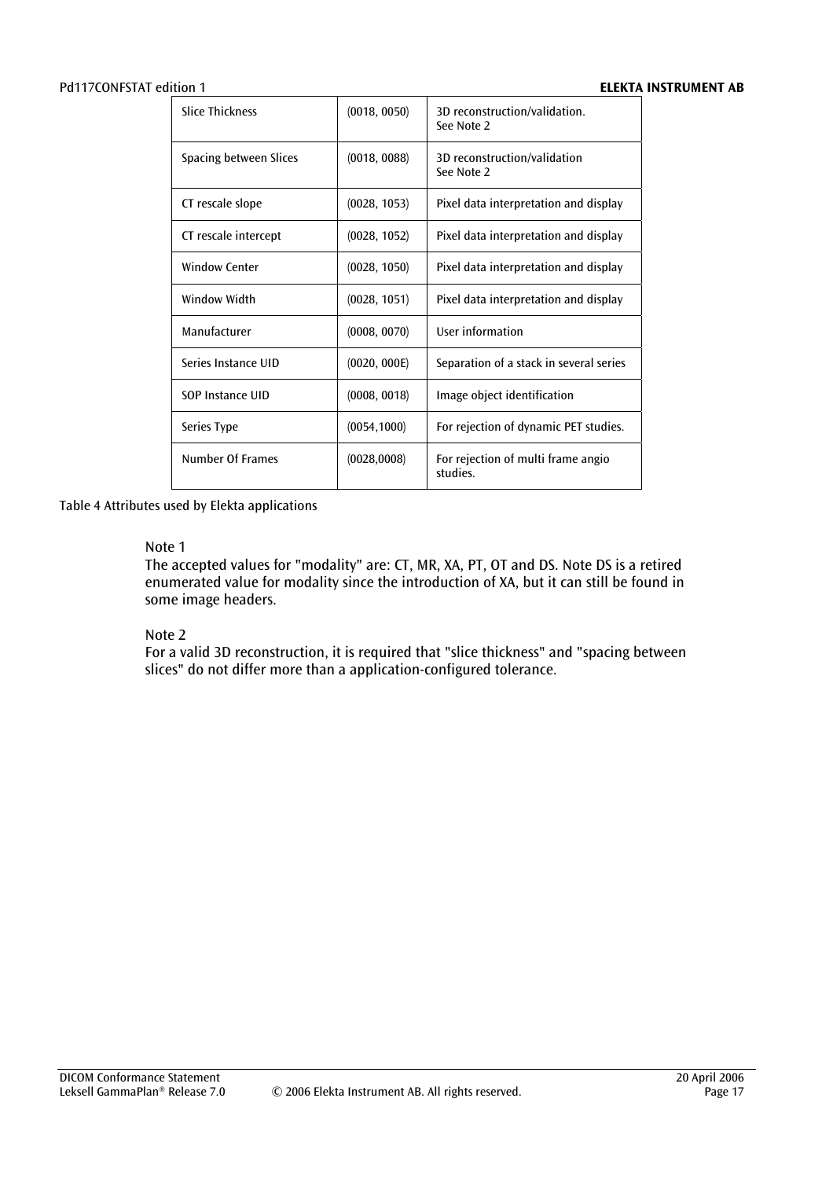| | | |
|---|---|---|
| Slice Thickness | (0018, 0050) | 3D reconstruction/validation. See Note 2 |
| Spacing between Slices | (0018, 0088) | 3D reconstruction/validation See Note 2 |
| CT rescale slope | (0028, 1053) | Pixel data interpretation and display |
| CT rescale intercept | (0028, 1052) | Pixel data interpretation and display |
| Window Center | (0028, 1050) | Pixel data interpretation and display |
| Window Width | (0028, 1051) | Pixel data interpretation and display |
| Manufacturer | (0008, 0070) | User information |
| Series Instance UID | (0020, 000E) | Separation of a stack in several series |
| SOP Instance UID | (0008, 0018) | Image object identification |
| Series Type | (0054,1000) | For rejection of dynamic PET studies. |
| Number Of Frames | (0028,0008) | For rejection of multi frame angio studies. |

Table 4 Attributes used by Elekta applications

Note 1

The accepted values for "modality" are: CT, MR, XA, PT, OT and DS. Note DS is a retired enumerated value for modality since the introduction of XA, but it can still be found in some image headers.

Note 2

For a valid 3D reconstruction, it is required that "slice thickness" and "spacing between slices" do not differ more than a application-configured tolerance.